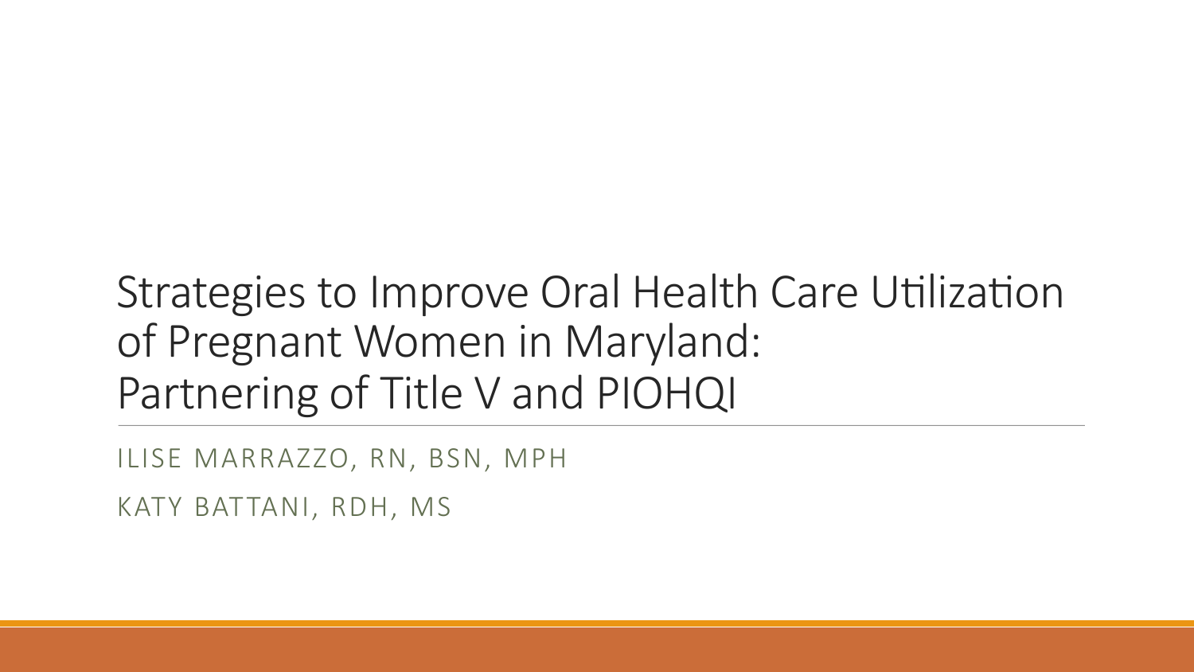# Strategies to Improve Oral Health Care Utilization of Pregnant Women in Maryland: Partnering of Title V and PIOHQI

ILISE MARRAZZO, RN, BSN, MPH

KATY BATTANI, RDH, MS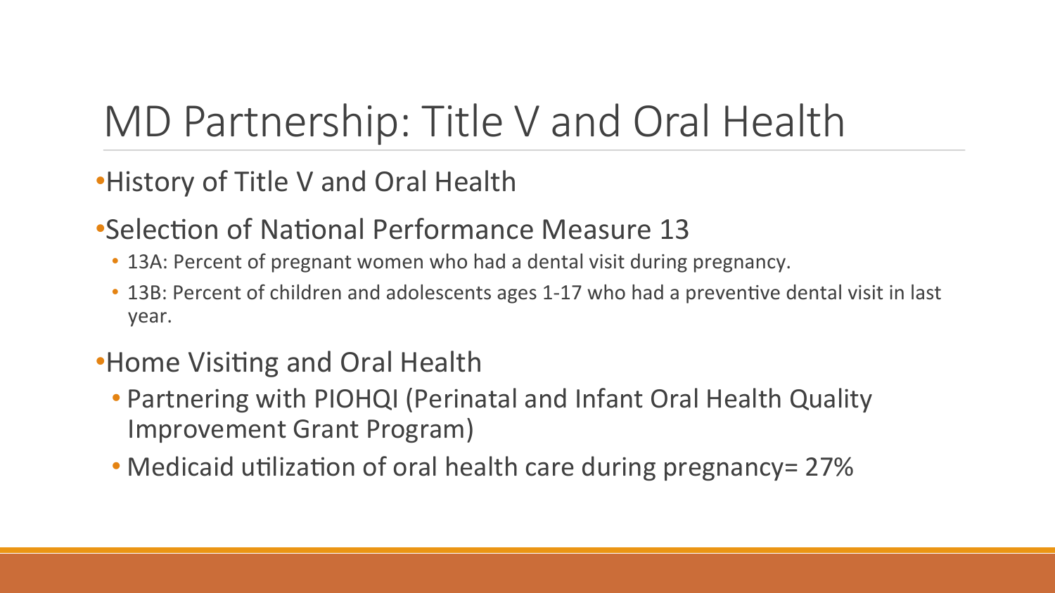# MD Partnership: Title V and Oral Health

- History of Title V and Oral Health
- Selection of National Performance Measure 13
  - 13A: Percent of pregnant women who had a dental visit during pregnancy.
  - 13B: Percent of children and adolescents ages 1-17 who had a preventive dental visit in last year.
- Home Visiting and Oral Health
  - Partnering with PIOHQI (Perinatal and Infant Oral Health Quality Improvement Grant Program)
  - Medicaid utilization of oral health care during pregnancy= 27%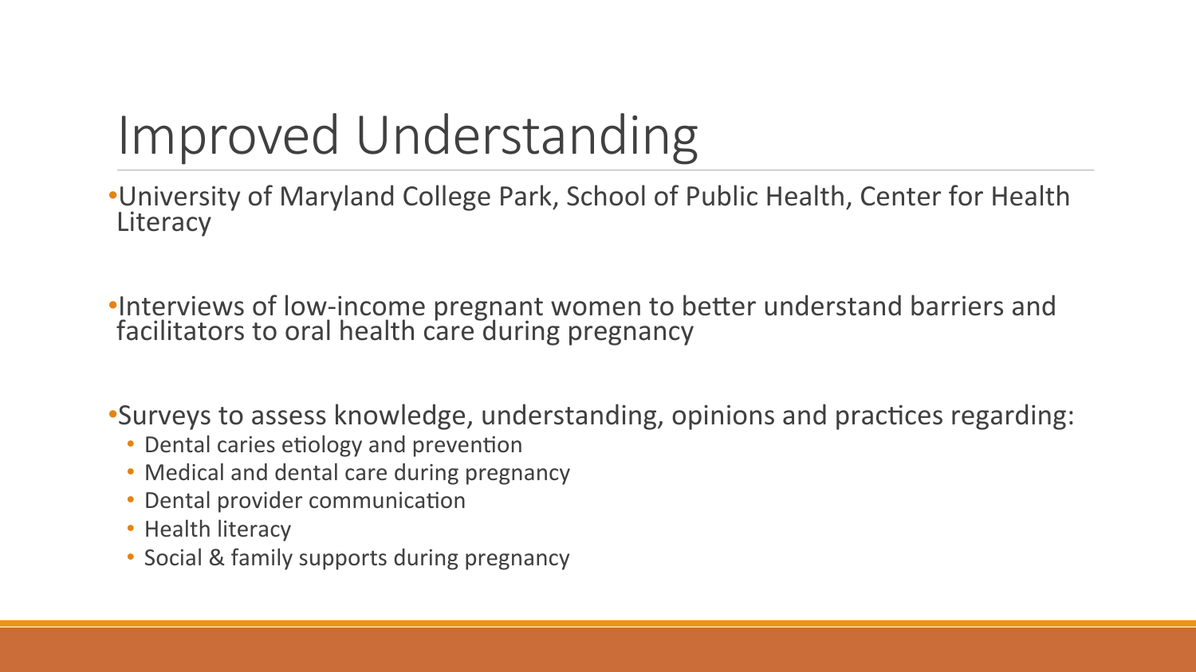# Improved Understanding

- University of Maryland College Park, School of Public Health, Center for Health Literacy

- Interviews of low-income pregnant women to better understand barriers and facilitators to oral health care during pregnancy

- Surveys to assess knowledge, understanding, opinions and practices regarding:
  - Dental caries etiology and prevention
  - Medical and dental care during pregnancy
  - Dental provider communication
  - Health literacy
  - Social & family supports during pregnancy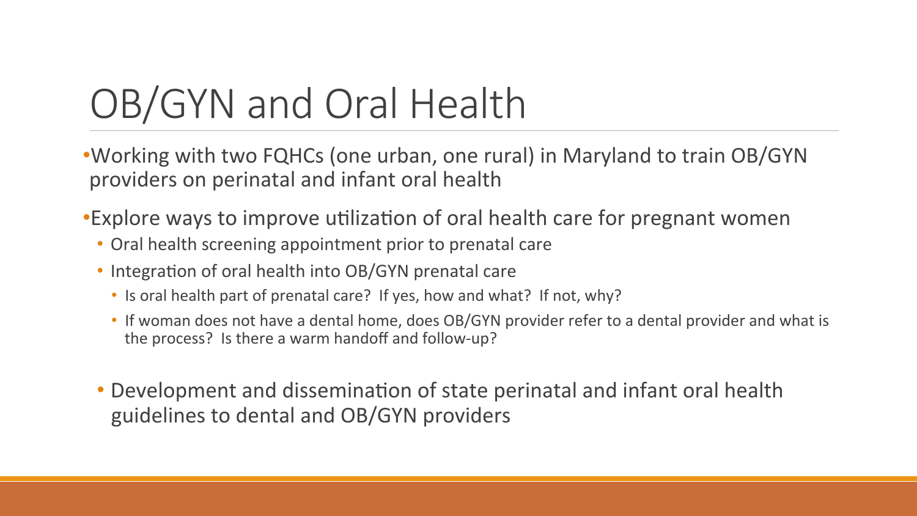# OB/GYN and Oral Health

- Working with two FQHCs (one urban, one rural) in Maryland to train OB/GYN providers on perinatal and infant oral health
- Explore ways to improve utilization of oral health care for pregnant women
  - Oral health screening appointment prior to prenatal care
  - Integration of oral health into OB/GYN prenatal care
    - Is oral health part of prenatal care? If yes, how and what? If not, why?
    - If woman does not have a dental home, does OB/GYN provider refer to a dental provider and what is the process? Is there a warm handoff and follow-up?
  - Development and dissemination of state perinatal and infant oral health guidelines to dental and OB/GYN providers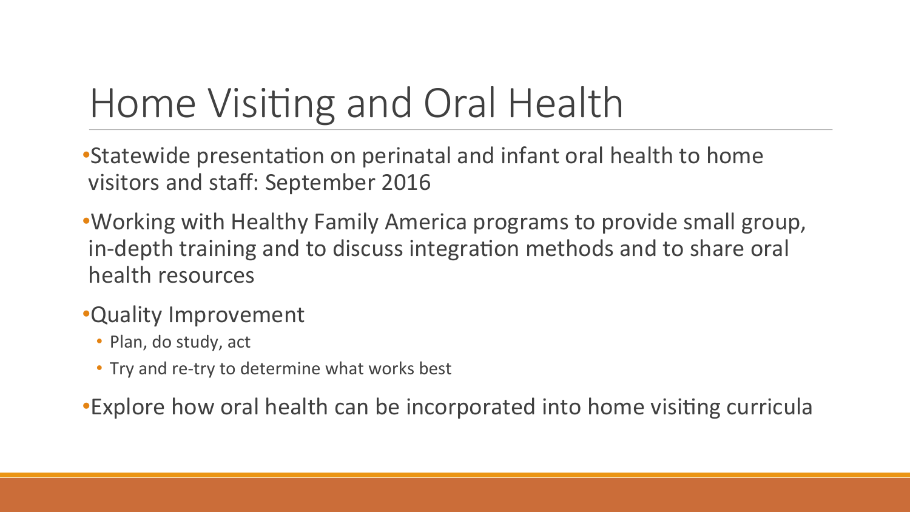# Home Visiting and Oral Health

- Statewide presentation on perinatal and infant oral health to home visitors and staff: September 2016
- Working with Healthy Family America programs to provide small group, in-depth training and to discuss integration methods and to share oral health resources
- Quality Improvement
  - Plan, do study, act
  - Try and re-try to determine what works best
- Explore how oral health can be incorporated into home visiting curricula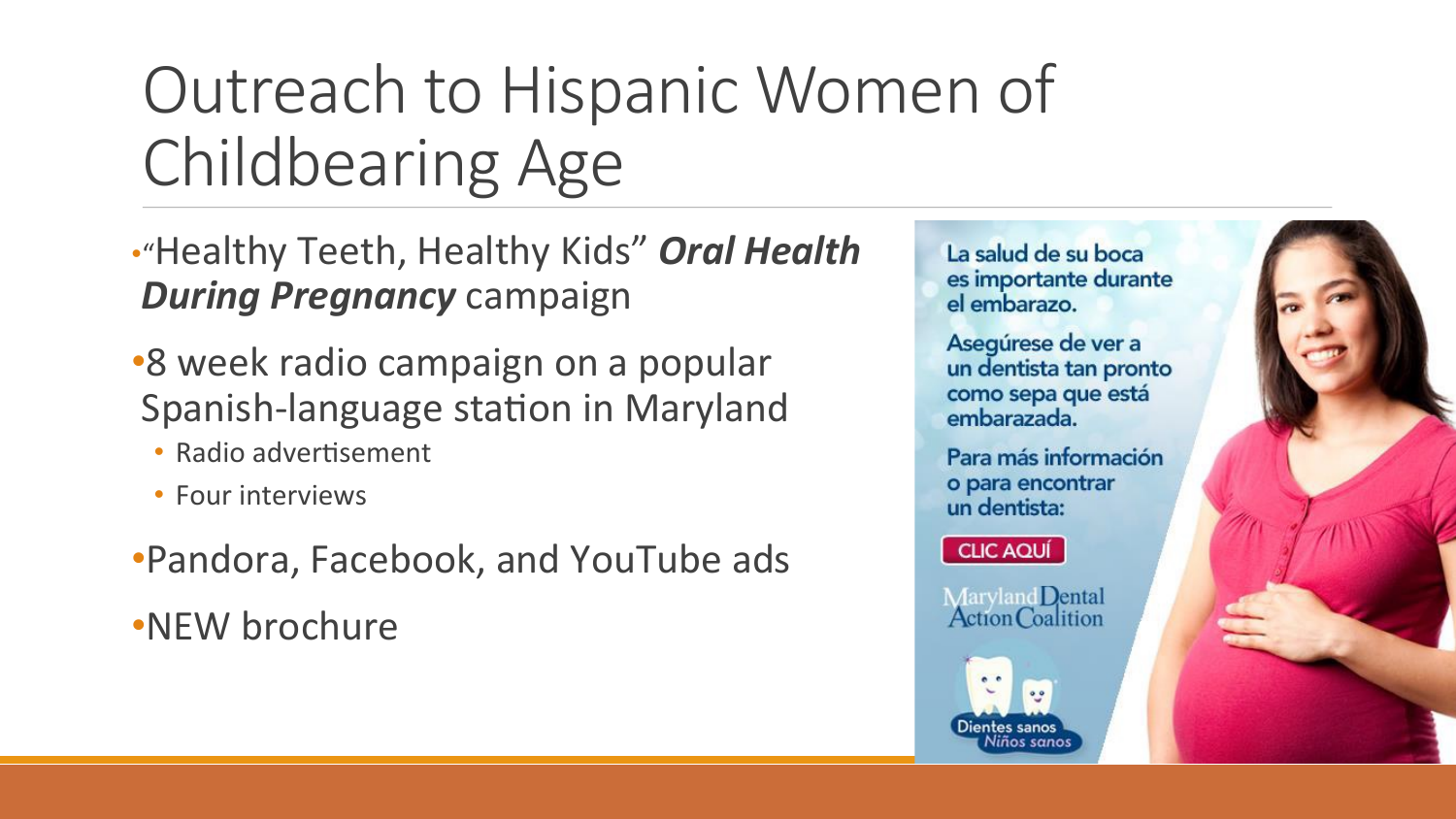# Outreach to Hispanic Women of Childbearing Age

- "Healthy Teeth, Healthy Kids" ***Oral Health During Pregnancy*** campaign
- 8 week radio campaign on a popular Spanish-language station in Maryland
  - Radio advertisement
  - Four interviews
- Pandora, Facebook, and YouTube ads
- NEW brochure

La salud de su boca es importante durante el embarazo.

Asegúrese de ver a un dentista tan pronto como sepa que está embarazada.

Para más información o para encontrar un dentista:

CLIC AQUÍ

Maryland Dental Action Coalition

Dientes sanos Niños sanos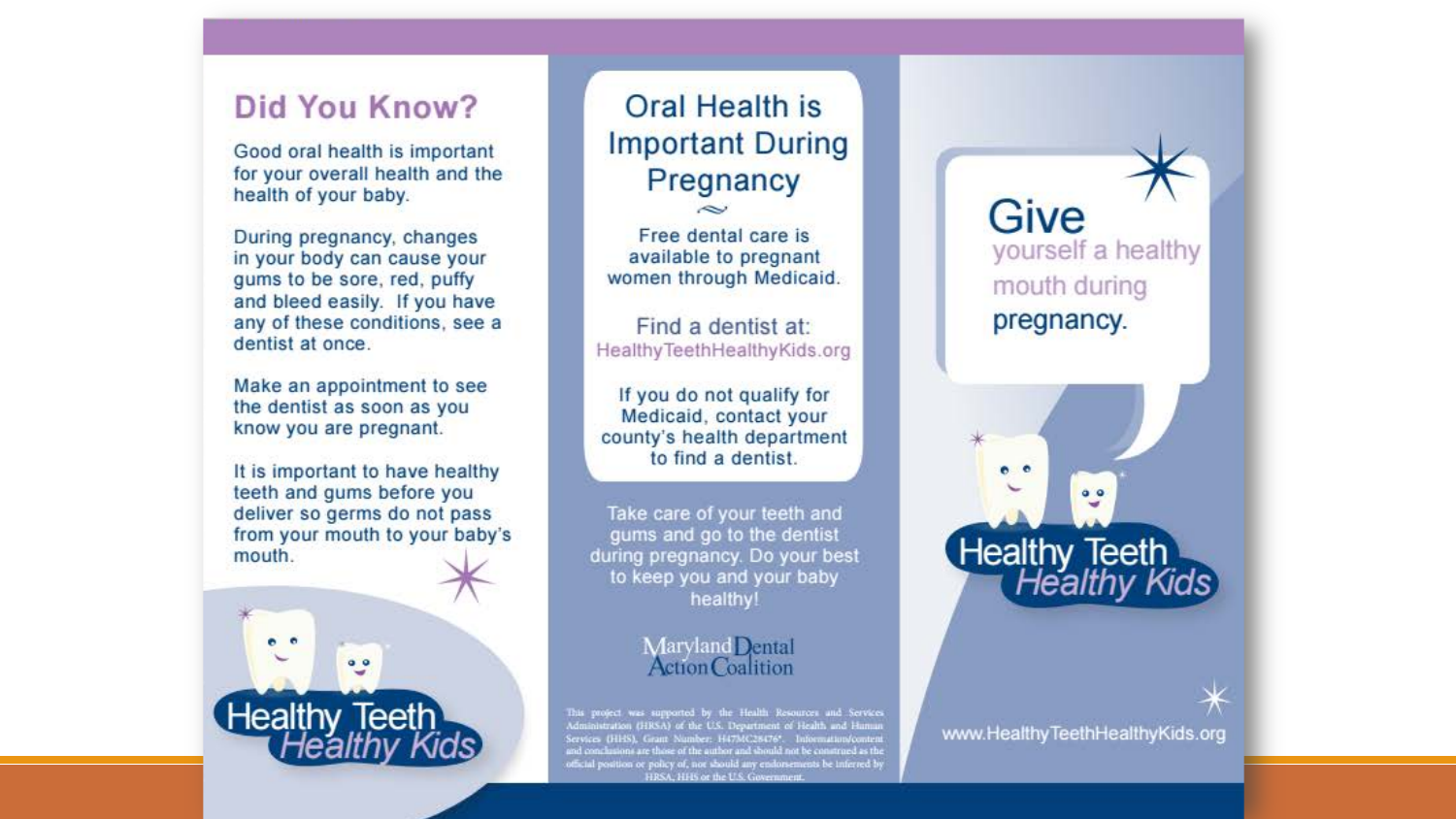## Did You Know?

Good oral health is important for your overall health and the health of your baby.

During pregnancy, changes in your body can cause your gums to be sore, red, puffy and bleed easily. If you have any of these conditions, see a dentist at once.

Make an appointment to see the dentist as soon as you know you are pregnant.

It is important to have healthy teeth and gums before you deliver so germs do not pass from your mouth to your baby's mouth.

Healthy Teeth Healthy Kids

## Oral Health is Important During Pregnancy

Free dental care is available to pregnant women through Medicaid.

Find a dentist at:
HealthyTeethHealthyKids.org

If you do not qualify for Medicaid, contact your county's health department to find a dentist.

Take care of your teeth and gums and go to the dentist during pregnancy. Do your best to keep you and your baby healthy!

Maryland Dental Action Coalition

This project was supported by the Health Resources and Services Administration (HRSA) of the U.S. Department of Health and Human Services (HHS), Grant Number: H47MC28476*. Information/content and conclusions are those of the author and should not be construed as the official position or policy of, nor should any endorsements be inferred by HRSA, HHS or the U.S. Government.

## Give yourself a healthy mouth during pregnancy.

Healthy Teeth Healthy Kids

www.HealthyTeethHealthyKids.org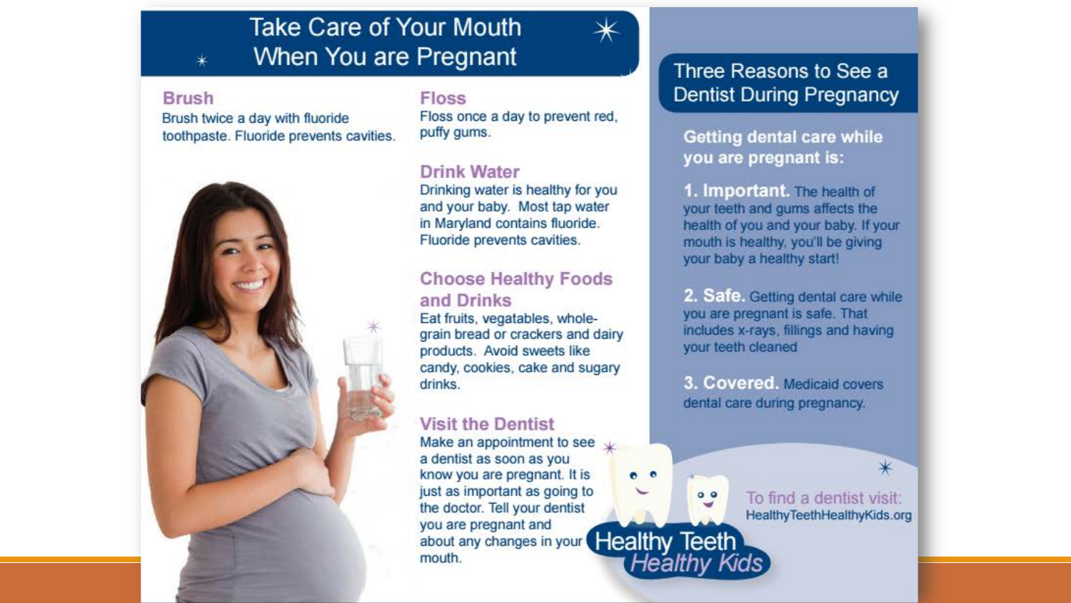# Take Care of Your Mouth When You are Pregnant

### Brush

Brush twice a day with fluoride toothpaste. Fluoride prevents cavities.

### Floss

Floss once a day to prevent red, puffy gums.

### Drink Water

Drinking water is healthy for you and your baby. Most tap water in Maryland contains fluoride. Fluoride prevents cavities.

### Choose Healthy Foods and Drinks

Eat fruits, vegatables, whole-grain bread or crackers and dairy products. Avoid sweets like candy, cookies, cake and sugary drinks.

### Visit the Dentist

Make an appointment to see a dentist as soon as you know you are pregnant. It is just as important as going to the doctor. Tell your dentist you are pregnant and about any changes in your mouth.

## Three Reasons to See a Dentist During Pregnancy

**Getting dental care while you are pregnant is:**

1. **Important.** The health of your teeth and gums affects the health of you and your baby. If your mouth is healthy, you'll be giving your baby a healthy start!
2. **Safe.** Getting dental care while you are pregnant is safe. That includes x-rays, fillings and having your teeth cleaned
3. **Covered.** Medicaid covers dental care during pregnancy.

To find a dentist visit: HealthyTeethHealthyKids.org

Healthy Teeth Healthy Kids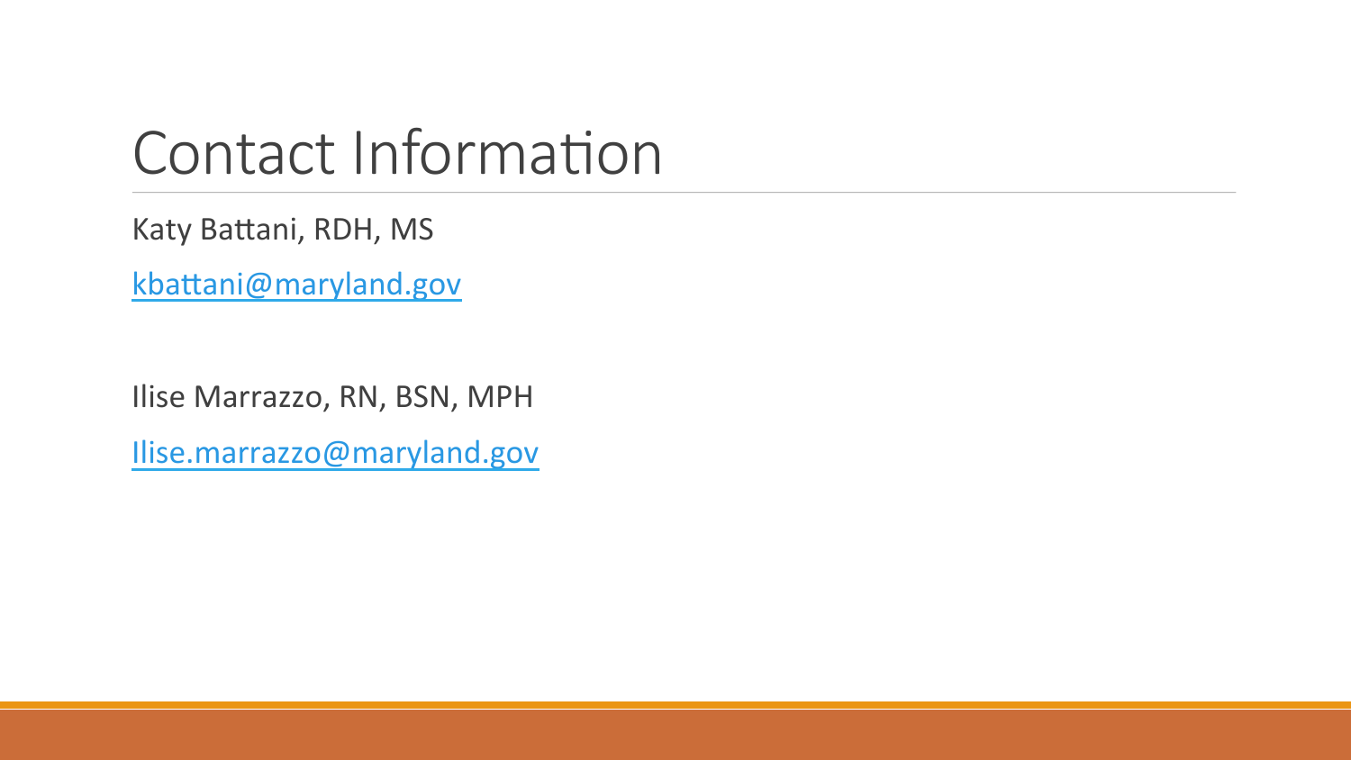# Contact Information

Katy Battani, RDH, MS

kbattani@maryland.gov

Ilise Marrazzo, RN, BSN, MPH

Ilise.marrazzo@maryland.gov